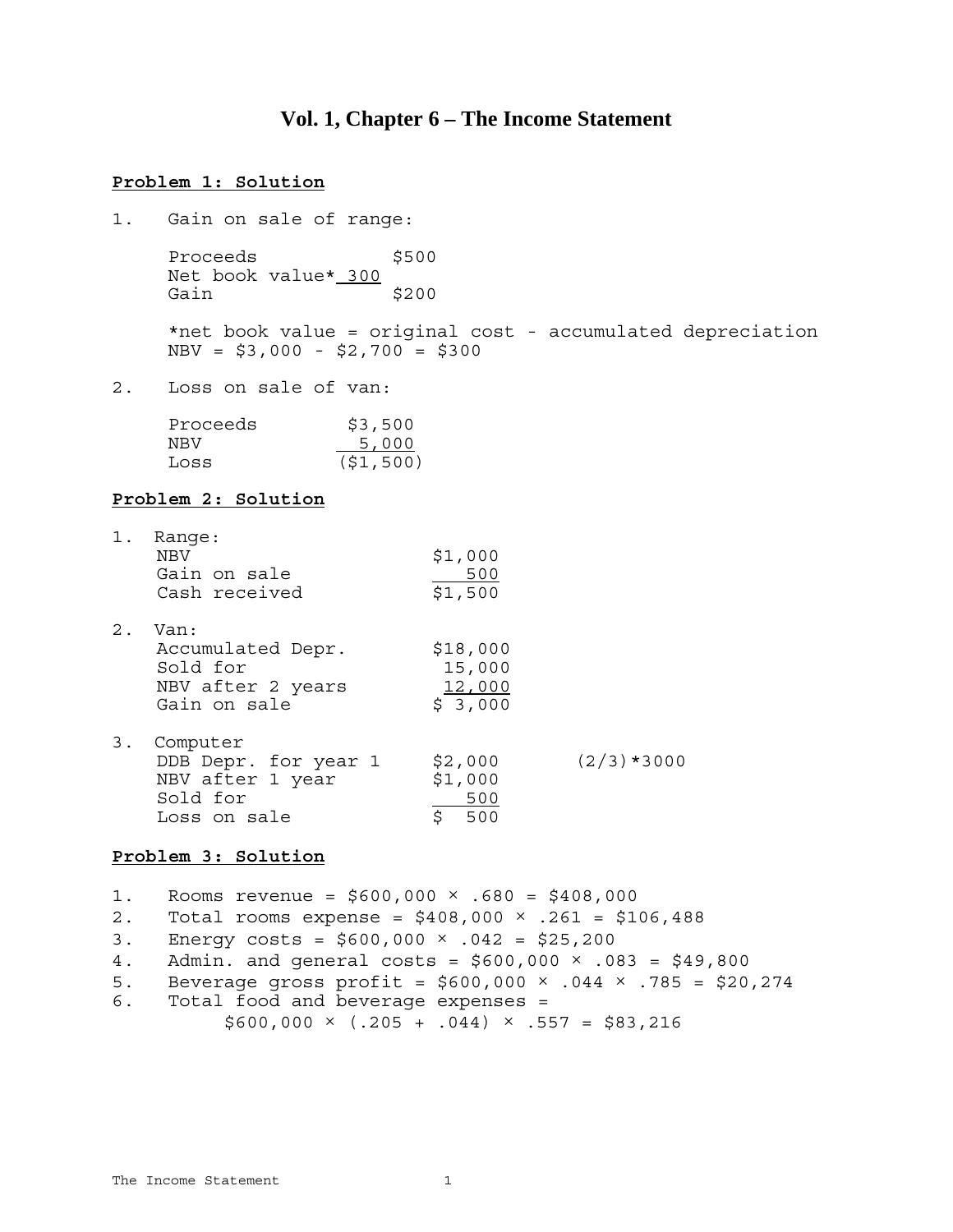# Vol. 1, Chapter 6 – The Income Statement

**Problem 1: Solution**

1. Gain on sale of range:

| | |
|---|---|
| Proceeds | $500 |
| Net book value* | 300 |
| Gain | $200 |

\*net book value = original cost - accumulated depreciation
NBV = $3,000 - $2,700 = $300

2. Loss on sale of van:

| | |
|---|---|
| Proceeds | $3,500 |
| NBV | 5,000 |
| Loss | ($1,500) |

**Problem 2: Solution**

1. Range:

| | |
|---|---|
| NBV | $1,000 |
| Gain on sale | 500 |
| Cash received | $1,500 |

2. Van:

| | |
|---|---|
| Accumulated Depr. | $18,000 |
| Sold for | 15,000 |
| NBV after 2 years | 12,000 |
| Gain on sale | $ 3,000 |

3. Computer

| | | |
|---|---|---|
| DDB Depr. for year 1 | $2,000 | (2/3)*3000 |
| NBV after 1 year | $1,000 | |
| Sold for | 500 | |
| Loss on sale | $ 500 | |

**Problem 3: Solution**

1. Rooms revenue = $600,000 × .680 = $408,000
2. Total rooms expense = $408,000 × .261 = $106,488
3. Energy costs = $600,000 × .042 = $25,200
4. Admin. and general costs = $600,000 × .083 = $49,800
5. Beverage gross profit = $600,000 × .044 × .785 = $20,274
6. Total food and beverage expenses =
   $600,000 × (.205 + .044) × .557 = $83,216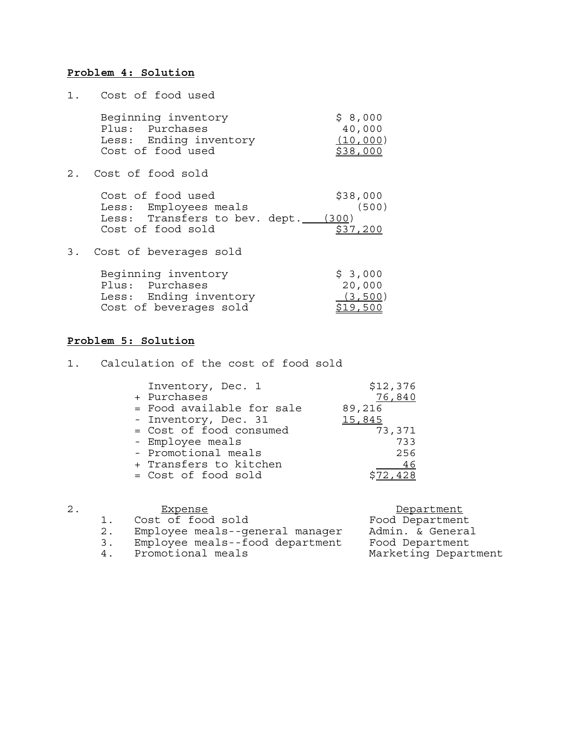**Problem 4: Solution**

1. Cost of food used

| | |
|---|---|
| Beginning inventory | $ 8,000 |
| Plus: Purchases | 40,000 |
| Less: Ending inventory | (10,000) |
| Cost of food used | $38,000 |

2. Cost of food sold

| | |
|---|---|
| Cost of food used | $38,000 |
| Less: Employees meals | (500) |
| Less: Transfers to bev. dept. | (300) |
| Cost of food sold | $37,200 |

3. Cost of beverages sold

| | |
|---|---|
| Beginning inventory | $ 3,000 |
| Plus: Purchases | 20,000 |
| Less: Ending inventory | (3,500) |
| Cost of beverages sold | $19,500 |

**Problem 5: Solution**

1. Calculation of the cost of food sold

| | | |
|---|---|---|
| Inventory, Dec. 1 | | $12,376 |
| + Purchases | | 76,840 |
| = Food available for sale | 89,216 | |
| - Inventory, Dec. 31 | 15,845 | |
| = Cost of food consumed | | 73,371 |
| - Employee meals | | 733 |
| - Promotional meals | | 256 |
| + Transfers to kitchen | | 46 |
| = Cost of food sold | | $72,428 |

2.

| | Expense | Department |
|---|---|---|
| 1. | Cost of food sold | Food Department |
| 2. | Employee meals--general manager | Admin. & General |
| 3. | Employee meals--food department | Food Department |
| 4. | Promotional meals | Marketing Department |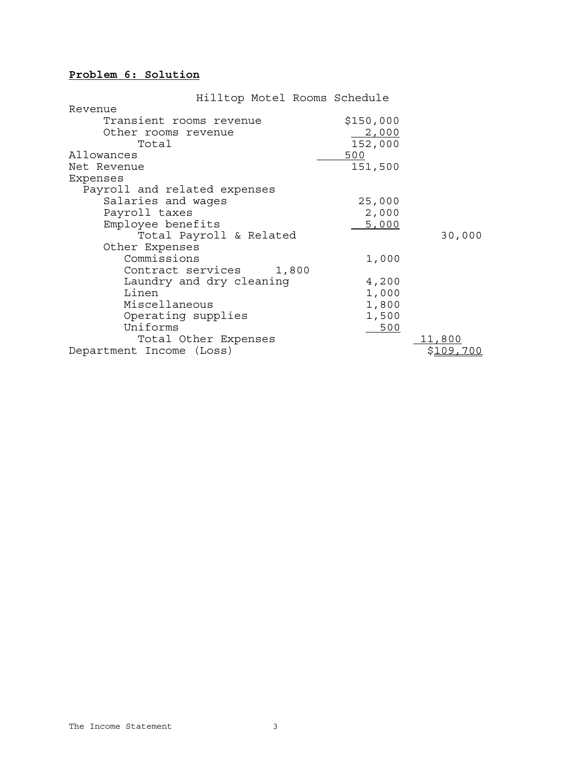**Problem 6: Solution**

Hilltop Motel Rooms Schedule

| | | |
|---|---|---|
| Revenue | | |
| Transient rooms revenue | $150,000 | |
| Other rooms revenue | 2,000 | |
| Total | 152,000 | |
| Allowances | 500 | |
| Net Revenue | 151,500 | |
| Expenses | | |
| Payroll and related expenses | | |
| Salaries and wages | 25,000 | |
| Payroll taxes | 2,000 | |
| Employee benefits | 5,000 | |
| Total Payroll & Related | | 30,000 |
| Other Expenses | | |
| Commissions | 1,000 | |
| Contract services 1,800 | | |
| Laundry and dry cleaning | 4,200 | |
| Linen | 1,000 | |
| Miscellaneous | 1,800 | |
| Operating supplies | 1,500 | |
| Uniforms | 500 | |
| Total Other Expenses | | 11,800 |
| Department Income (Loss) | | $109,700 |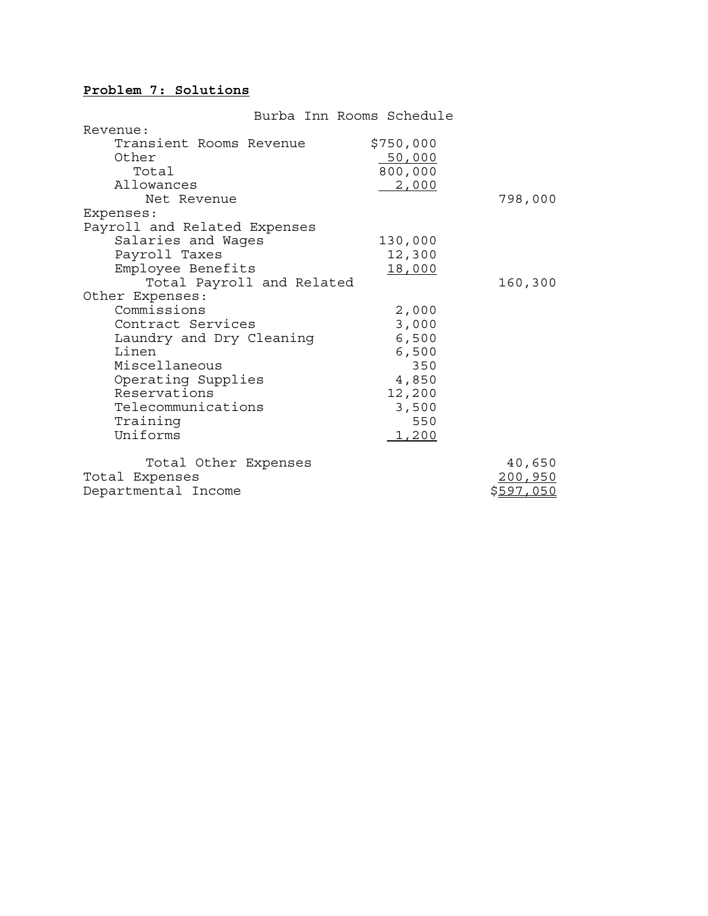**Problem 7: Solutions**

Burba Inn Rooms Schedule

| | | |
|---|---|---|
| Revenue: | | |
| Transient Rooms Revenue | $750,000 | |
| Other | 50,000 | |
| Total | 800,000 | |
| Allowances | 2,000 | |
| Net Revenue | | 798,000 |
| Expenses: | | |
| Payroll and Related Expenses | | |
| Salaries and Wages | 130,000 | |
| Payroll Taxes | 12,300 | |
| Employee Benefits | 18,000 | |
| Total Payroll and Related | | 160,300 |
| Other Expenses: | | |
| Commissions | 2,000 | |
| Contract Services | 3,000 | |
| Laundry and Dry Cleaning | 6,500 | |
| Linen | 6,500 | |
| Miscellaneous | 350 | |
| Operating Supplies | 4,850 | |
| Reservations | 12,200 | |
| Telecommunications | 3,500 | |
| Training | 550 | |
| Uniforms | 1,200 | |
| Total Other Expenses | | 40,650 |
| Total Expenses | | 200,950 |
| Departmental Income | | $597,050 |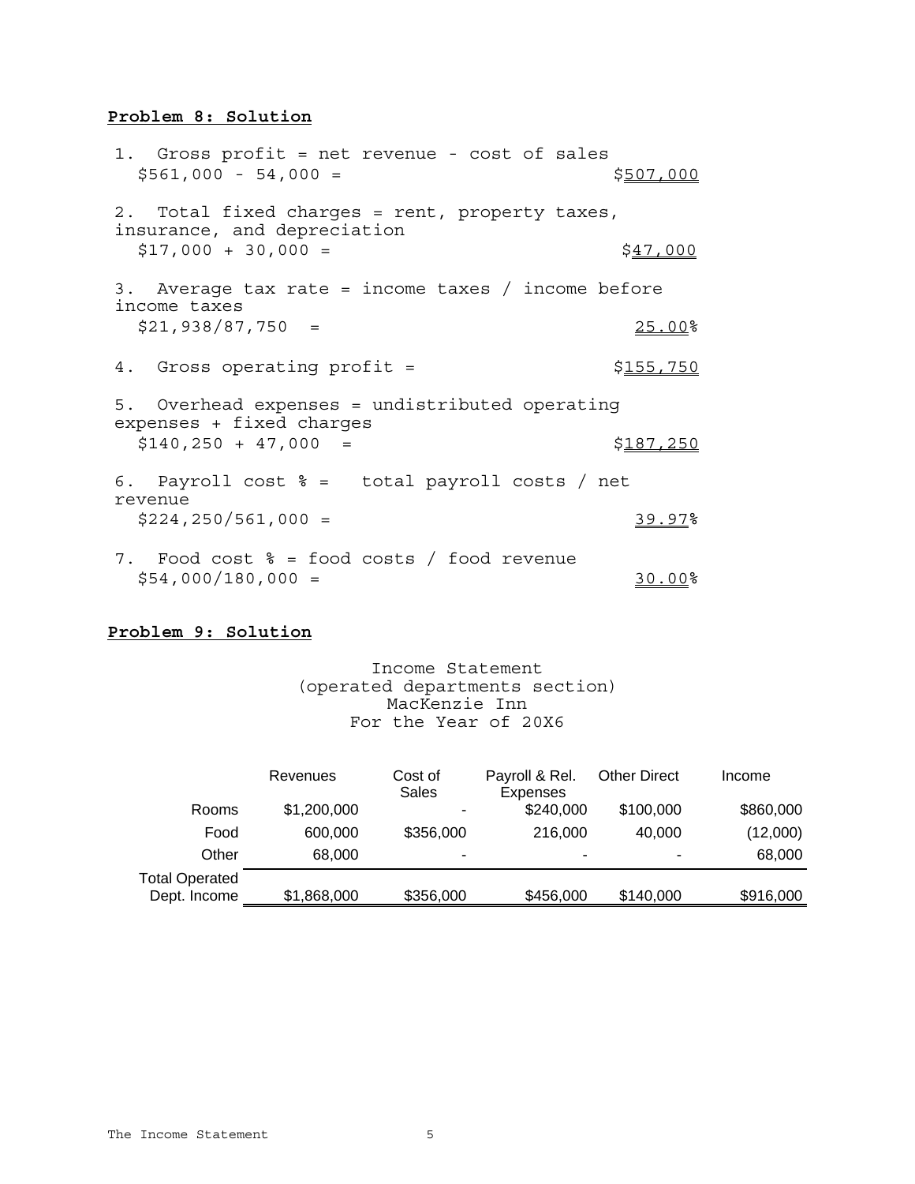**Problem 8: Solution**

1. Gross profit = net revenue - cost of sales
   $561,000 - 54,000 = $507,000

2. Total fixed charges = rent, property taxes, insurance, and depreciation
   $17,000 + 30,000 = $47,000

3. Average tax rate = income taxes / income before income taxes
   $21,938/87,750 = 25.00%

4. Gross operating profit = $155,750

5. Overhead expenses = undistributed operating expenses + fixed charges
   $140,250 + 47,000 = $187,250

6. Payroll cost % = total payroll costs / net revenue
   $224,250/561,000 = 39.97%

7. Food cost % = food costs / food revenue
   $54,000/180,000 = 30.00%

**Problem 9: Solution**

Income Statement
(operated departments section)
MacKenzie Inn
For the Year of 20X6

| | Revenues | Cost of Sales | Payroll & Rel. Expenses | Other Direct | Income |
|---|---|---|---|---|---|
| Rooms | $1,200,000 | - | $240,000 | $100,000 | $860,000 |
| Food | 600,000 | $356,000 | 216,000 | 40,000 | (12,000) |
| Other | 68,000 | - | - | - | 68,000 |
| Total Operated Dept. Income | $1,868,000 | $356,000 | $456,000 | $140,000 | $916,000 |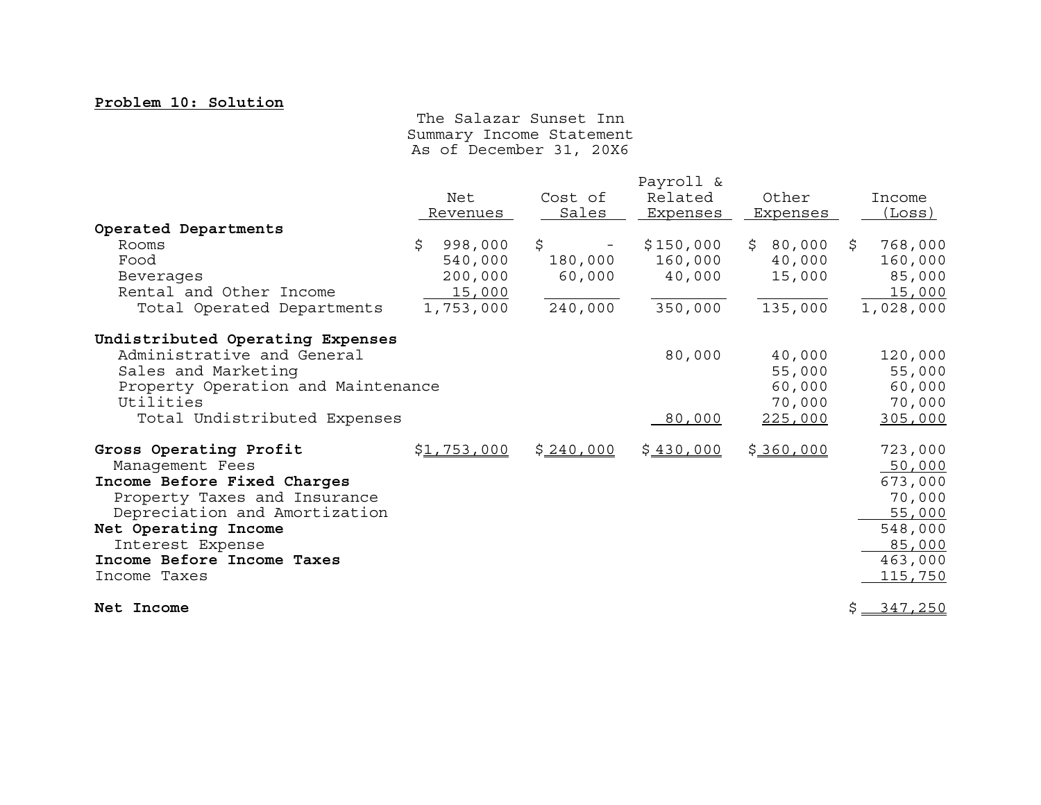**Problem 10: Solution**

The Salazar Sunset Inn
Summary Income Statement
As of December 31, 20X6

| | Net Revenues | Cost of Sales | Payroll & Related Expenses | Other Expenses | Income (Loss) |
|---|---|---|---|---|---|
| **Operated Departments** | | | | | |
| Rooms | $ 998,000 | $ - | $150,000 | $ 80,000 | $ 768,000 |
| Food | 540,000 | 180,000 | 160,000 | 40,000 | 160,000 |
| Beverages | 200,000 | 60,000 | 40,000 | 15,000 | 85,000 |
| Rental and Other Income | 15,000 | | | | 15,000 |
| Total Operated Departments | 1,753,000 | 240,000 | 350,000 | 135,000 | 1,028,000 |
| **Undistributed Operating Expenses** | | | | | |
| Administrative and General | | | 80,000 | 40,000 | 120,000 |
| Sales and Marketing | | | | 55,000 | 55,000 |
| Property Operation and Maintenance | | | | 60,000 | 60,000 |
| Utilities | | | | 70,000 | 70,000 |
| Total Undistributed Expenses | | | 80,000 | 225,000 | 305,000 |
| **Gross Operating Profit** | $1,753,000 | $240,000 | $430,000 | $360,000 | 723,000 |
| Management Fees | | | | | 50,000 |
| **Income Before Fixed Charges** | | | | | 673,000 |
| Property Taxes and Insurance | | | | | 70,000 |
| Depreciation and Amortization | | | | | 55,000 |
| **Net Operating Income** | | | | | 548,000 |
| Interest Expense | | | | | 85,000 |
| **Income Before Income Taxes** | | | | | 463,000 |
| Income Taxes | | | | | 115,750 |
| **Net Income** | | | | | $ 347,250 |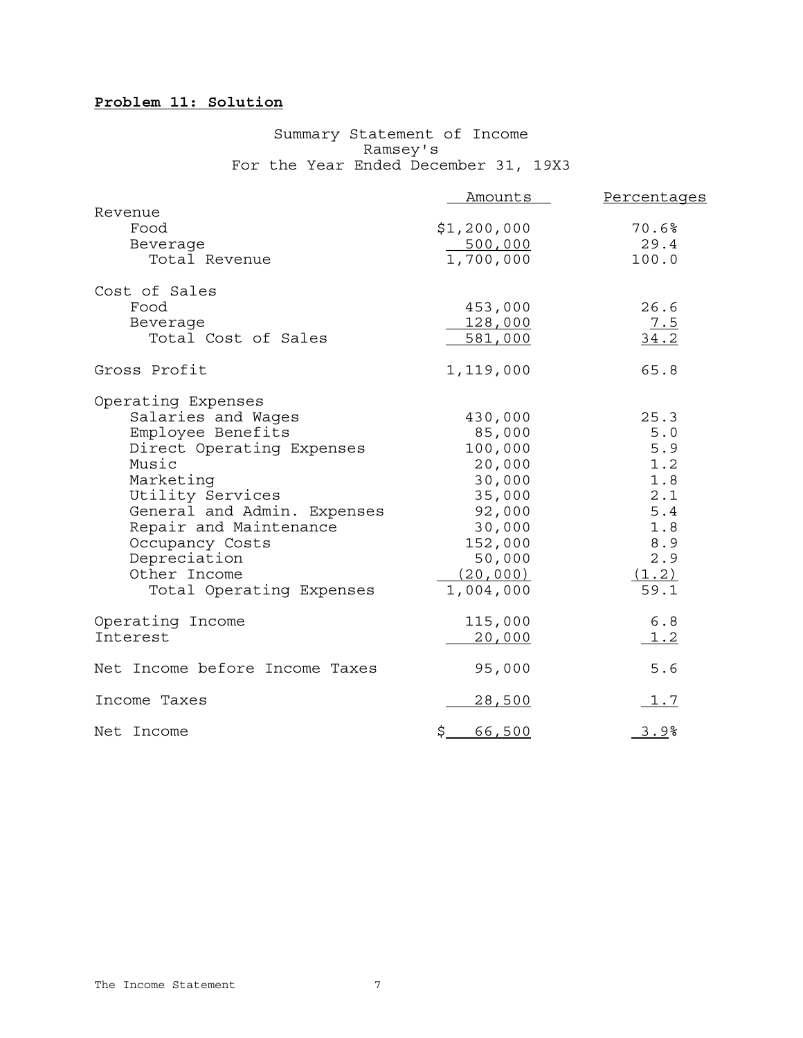**Problem 11: Solution**

Summary Statement of Income
Ramsey's
For the Year Ended December 31, 19X3

| | Amounts | Percentages |
|---|---|---|
| Revenue | | |
| Food | $1,200,000 | 70.6% |
| Beverage | 500,000 | 29.4 |
| Total Revenue | 1,700,000 | 100.0 |
| Cost of Sales | | |
| Food | 453,000 | 26.6 |
| Beverage | 128,000 | 7.5 |
| Total Cost of Sales | 581,000 | 34.2 |
| Gross Profit | 1,119,000 | 65.8 |
| Operating Expenses | | |
| Salaries and Wages | 430,000 | 25.3 |
| Employee Benefits | 85,000 | 5.0 |
| Direct Operating Expenses | 100,000 | 5.9 |
| Music | 20,000 | 1.2 |
| Marketing | 30,000 | 1.8 |
| Utility Services | 35,000 | 2.1 |
| General and Admin. Expenses | 92,000 | 5.4 |
| Repair and Maintenance | 30,000 | 1.8 |
| Occupancy Costs | 152,000 | 8.9 |
| Depreciation | 50,000 | 2.9 |
| Other Income | (20,000) | (1.2) |
| Total Operating Expenses | 1,004,000 | 59.1 |
| Operating Income | 115,000 | 6.8 |
| Interest | 20,000 | 1.2 |
| Net Income before Income Taxes | 95,000 | 5.6 |
| Income Taxes | 28,500 | 1.7 |
| Net Income | $ 66,500 | 3.9% |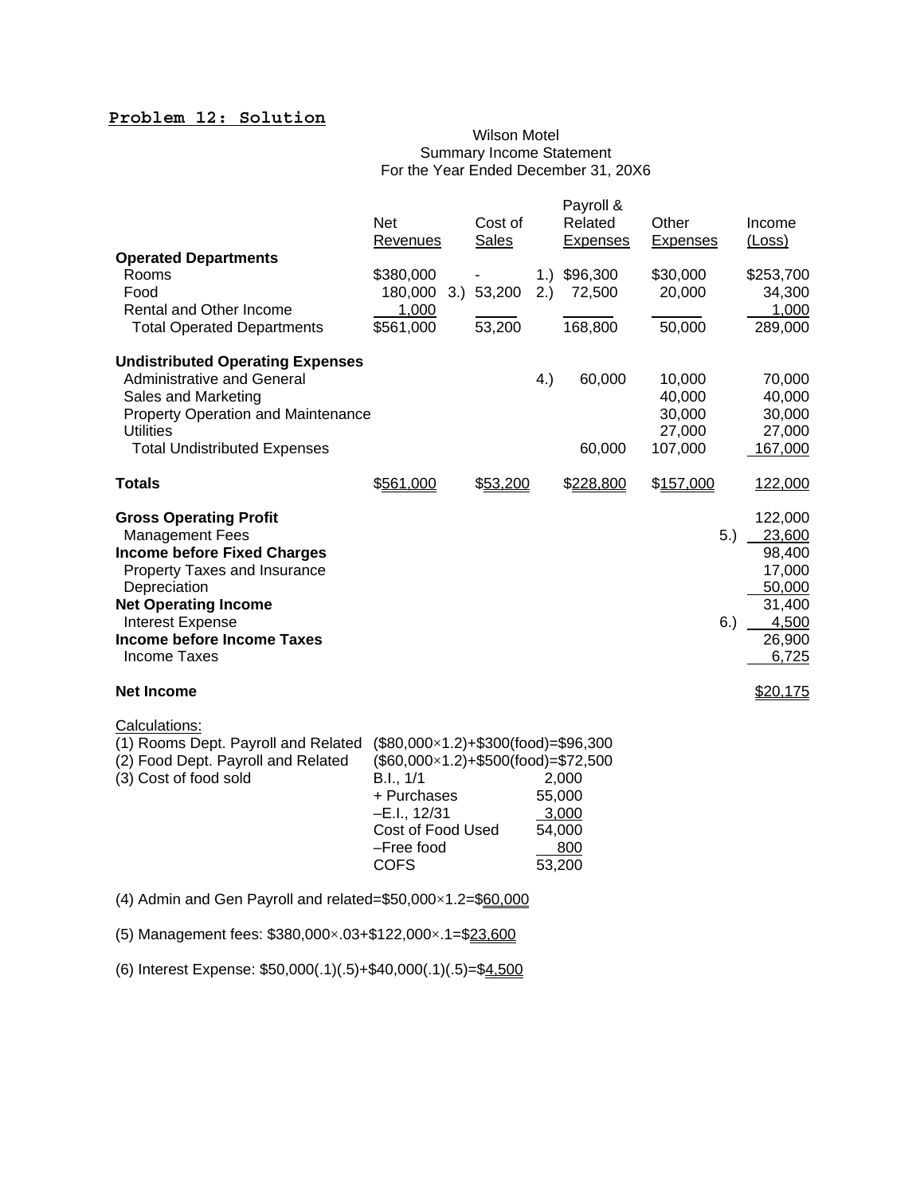## Problem 12: Solution

Wilson Motel
Summary Income Statement
For the Year Ended December 31, 20X6

| | Net Revenues | Cost of Sales | Payroll & Related Expenses | Other Expenses | Income (Loss) |
|---|---|---|---|---|---|
| **Operated Departments** | | | | | |
| Rooms | $380,000 | - | 1.) $96,300 | $30,000 | $253,700 |
| Food | 180,000 | 3.) 53,200 | 2.) 72,500 | 20,000 | 34,300 |
| Rental and Other Income | 1,000 | | | | 1,000 |
| Total Operated Departments | $561,000 | 53,200 | 168,800 | 50,000 | 289,000 |
| **Undistributed Operating Expenses** | | | | | |
| Administrative and General | | | 4.) 60,000 | 10,000 | 70,000 |
| Sales and Marketing | | | | 40,000 | 40,000 |
| Property Operation and Maintenance | | | | 30,000 | 30,000 |
| Utilities | | | | 27,000 | 27,000 |
| Total Undistributed Expenses | | | 60,000 | 107,000 | 167,000 |
| **Totals** | $561,000 | $53,200 | $228,800 | $157,000 | 122,000 |
| **Gross Operating Profit** | | | | | 122,000 |
| Management Fees | | | | | 5.) 23,600 |
| **Income before Fixed Charges** | | | | | 98,400 |
| Property Taxes and Insurance | | | | | 17,000 |
| Depreciation | | | | | 50,000 |
| **Net Operating Income** | | | | | 31,400 |
| Interest Expense | | | | | 6.) 4,500 |
| **Income before Income Taxes** | | | | | 26,900 |
| Income Taxes | | | | | 6,725 |
| **Net Income** | | | | | $20,175 |

Calculations:

(1) Rooms Dept. Payroll and Related ($80,000×1.2)+$300(food)=$96,300

(2) Food Dept. Payroll and Related ($60,000×1.2)+$500(food)=$72,500

(3) Cost of food sold

| | |
|---|---|
| B.I., 1/1 | 2,000 |
| + Purchases | 55,000 |
| –E.I., 12/31 | 3,000 |
| Cost of Food Used | 54,000 |
| –Free food | 800 |
| COFS | 53,200 |

(4) Admin and Gen Payroll and related=$50,000×1.2=$60,000

(5) Management fees: $380,000×.03+$122,000×.1=$23,600

(6) Interest Expense: $50,000(.1)(.5)+$40,000(.1)(.5)=$4,500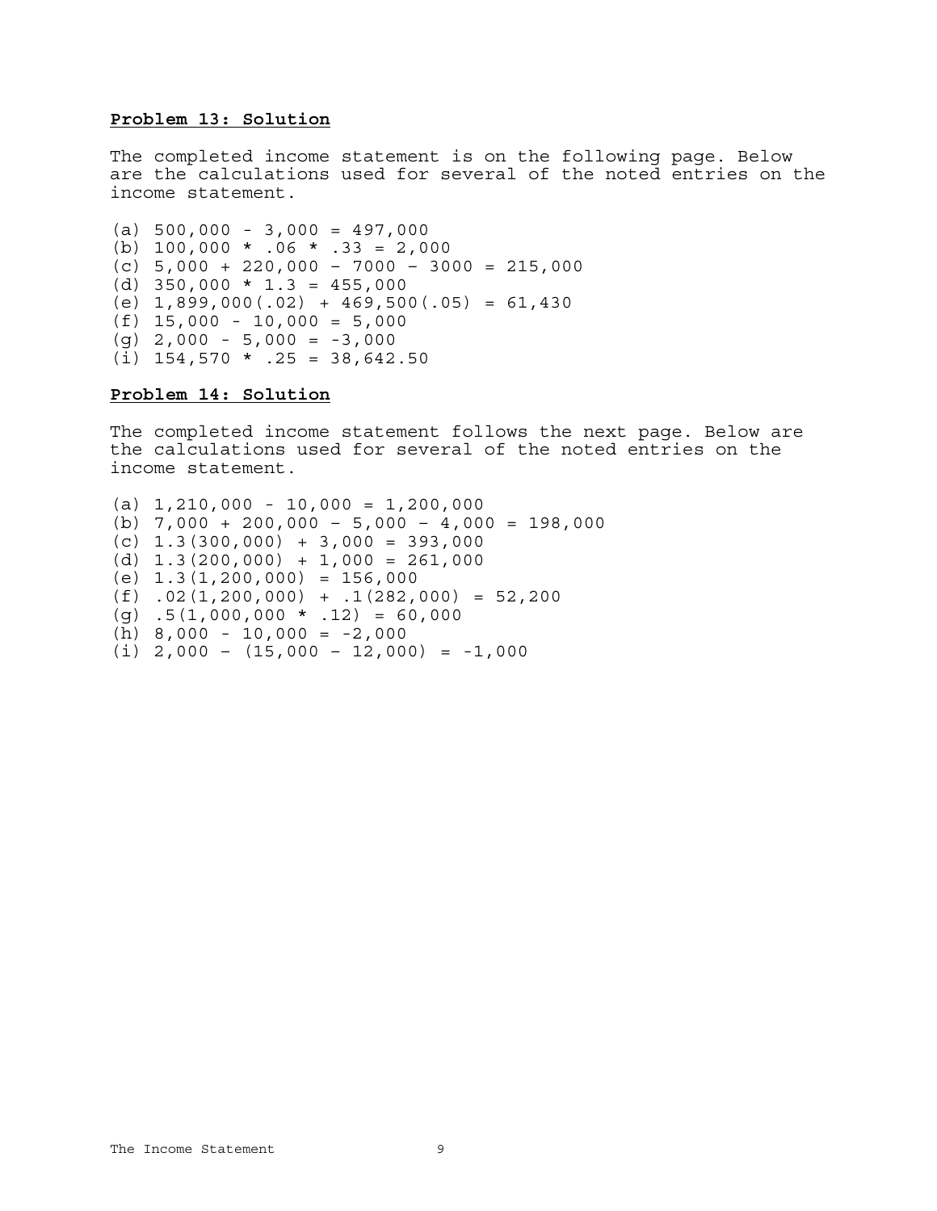**Problem 13: Solution**

The completed income statement is on the following page. Below are the calculations used for several of the noted entries on the income statement.

(a) 500,000 - 3,000 = 497,000
(b) 100,000 * .06 * .33 = 2,000
(c) 5,000 + 220,000 – 7000 – 3000 = 215,000
(d) 350,000 * 1.3 = 455,000
(e) 1,899,000(.02) + 469,500(.05) = 61,430
(f) 15,000 - 10,000 = 5,000
(g) 2,000 - 5,000 = -3,000
(i) 154,570 * .25 = 38,642.50

**Problem 14: Solution**

The completed income statement follows the next page. Below are the calculations used for several of the noted entries on the income statement.

(a) 1,210,000 - 10,000 = 1,200,000
(b) 7,000 + 200,000 – 5,000 – 4,000 = 198,000
(c) 1.3(300,000) + 3,000 = 393,000
(d) 1.3(200,000) + 1,000 = 261,000
(e) 1.3(1,200,000) = 156,000
(f) .02(1,200,000) + .1(282,000) = 52,200
(g) .5(1,000,000 * .12) = 60,000
(h) 8,000 - 10,000 = -2,000
(i) 2,000 – (15,000 – 12,000) = -1,000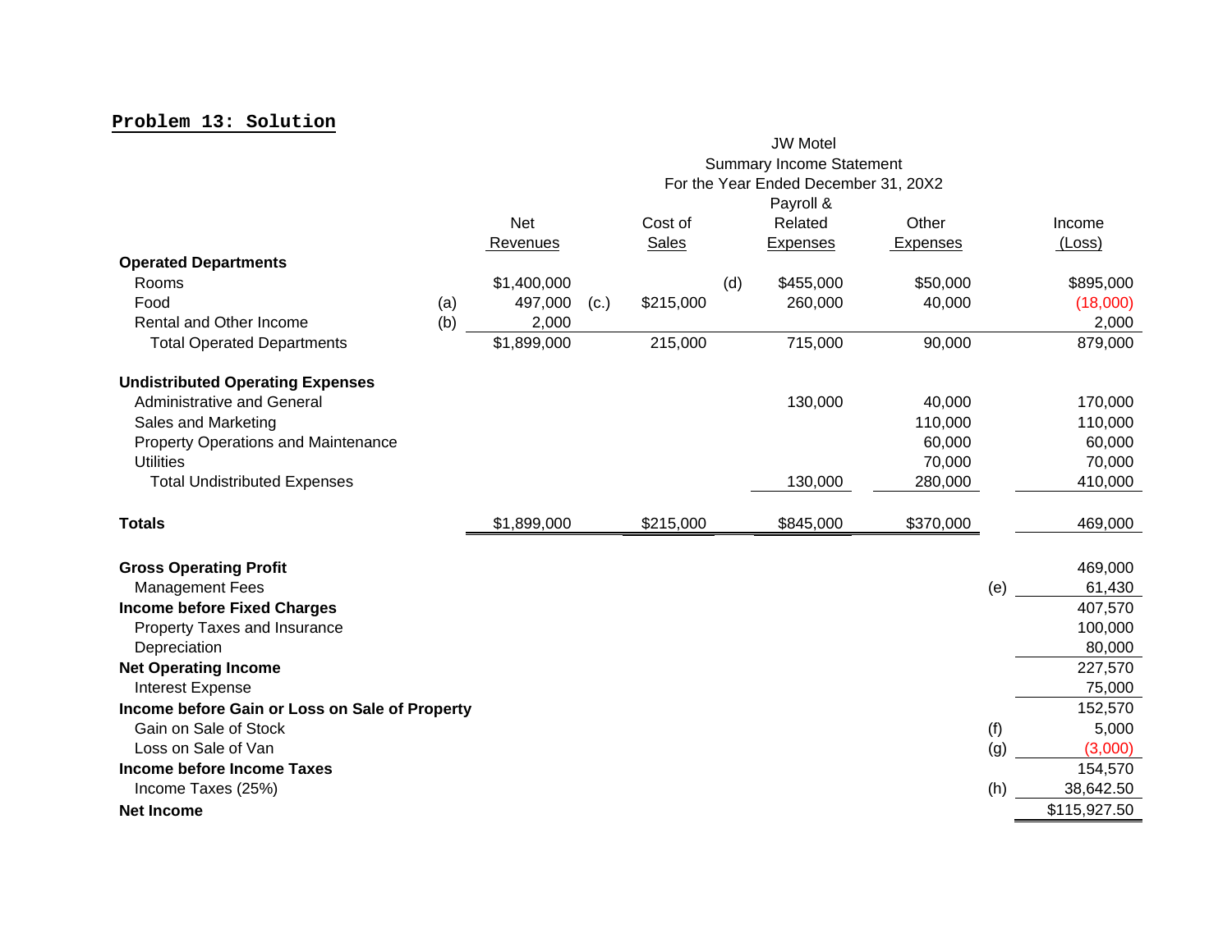## Problem 13: Solution

JW Motel
Summary Income Statement
For the Year Ended December 31, 20X2

| | | Net Revenues | | Cost of Sales | | Payroll & Related Expenses | Other Expenses | | Income (Loss) |
|---|---|---|---|---|---|---|---|---|---|
| **Operated Departments** | | | | | | | | | |
| Rooms | | $1,400,000 | | | (d) | $455,000 | $50,000 | | $895,000 |
| Food | (a) | 497,000 | (c.) | $215,000 | | 260,000 | 40,000 | | (18,000) |
| Rental and Other Income | (b) | 2,000 | | | | | | | 2,000 |
| Total Operated Departments | | $1,899,000 | | 215,000 | | 715,000 | 90,000 | | 879,000 |
| | | | | | | | | | |
| **Undistributed Operating Expenses** | | | | | | | | | |
| Administrative and General | | | | | | 130,000 | 40,000 | | 170,000 |
| Sales and Marketing | | | | | | | 110,000 | | 110,000 |
| Property Operations and Maintenance | | | | | | | 60,000 | | 60,000 |
| Utilities | | | | | | | 70,000 | | 70,000 |
| Total Undistributed Expenses | | | | | | 130,000 | 280,000 | | 410,000 |
| | | | | | | | | | |
| **Totals** | | $1,899,000 | | $215,000 | | $845,000 | $370,000 | | 469,000 |
| | | | | | | | | | |
| **Gross Operating Profit** | | | | | | | | | 469,000 |
| Management Fees | | | | | | | | (e) | 61,430 |
| **Income before Fixed Charges** | | | | | | | | | 407,570 |
| Property Taxes and Insurance | | | | | | | | | 100,000 |
| Depreciation | | | | | | | | | 80,000 |
| **Net Operating Income** | | | | | | | | | 227,570 |
| Interest Expense | | | | | | | | | 75,000 |
| **Income before Gain or Loss on Sale of Property** | | | | | | | | | 152,570 |
| Gain on Sale of Stock | | | | | | | | (f) | 5,000 |
| Loss on Sale of Van | | | | | | | | (g) | (3,000) |
| **Income before Income Taxes** | | | | | | | | | 154,570 |
| Income Taxes (25%) | | | | | | | | (h) | 38,642.50 |
| **Net Income** | | | | | | | | | $115,927.50 |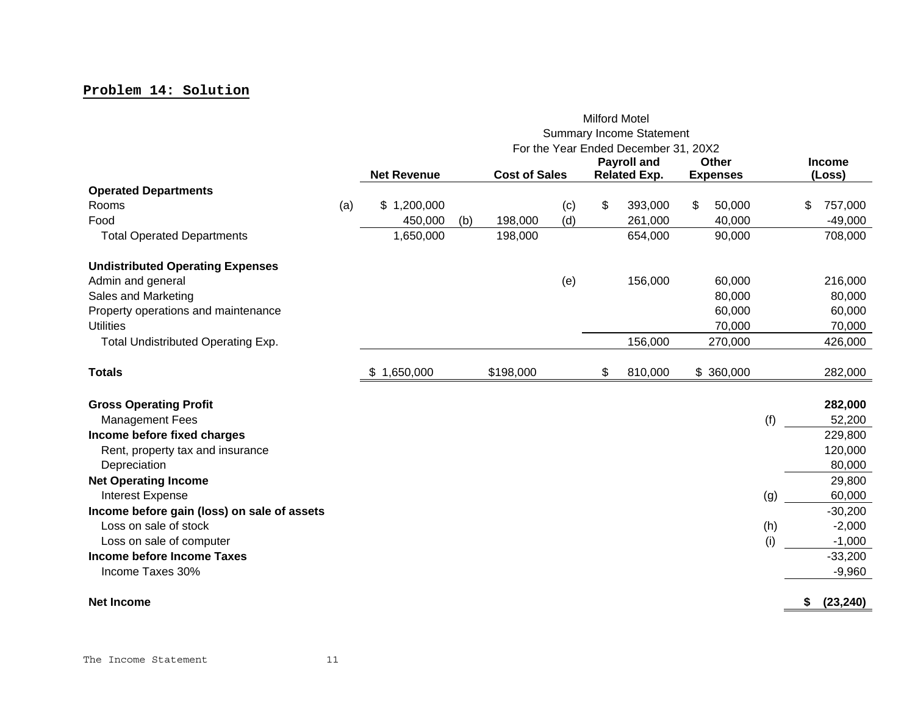## Problem 14: Solution

Milford Motel
Summary Income Statement
For the Year Ended December 31, 20X2

| | | Net Revenue | | Cost of Sales | | Payroll and Related Exp. | Other Expenses | | Income (Loss) |
|---|---|---|---|---|---|---|---|---|---|
| **Operated Departments** | | | | | | | | | |
| Rooms | (a) | $ 1,200,000 | | | (c) | $ 393,000 | $ 50,000 | | $ 757,000 |
| Food | | 450,000 | (b) | 198,000 | (d) | 261,000 | 40,000 | | -49,000 |
| Total Operated Departments | | 1,650,000 | | 198,000 | | 654,000 | 90,000 | | 708,000 |
| | | | | | | | | | |
| **Undistributed Operating Expenses** | | | | | | | | | |
| Admin and general | | | | | (e) | 156,000 | 60,000 | | 216,000 |
| Sales and Marketing | | | | | | | 80,000 | | 80,000 |
| Property operations and maintenance | | | | | | | 60,000 | | 60,000 |
| Utilities | | | | | | | 70,000 | | 70,000 |
| Total Undistributed Operating Exp. | | | | | | 156,000 | 270,000 | | 426,000 |
| | | | | | | | | | |
| **Totals** | | $ 1,650,000 | | $198,000 | | $ 810,000 | $ 360,000 | | 282,000 |
| | | | | | | | | | |
| **Gross Operating Profit** | | | | | | | | | **282,000** |
| Management Fees | | | | | | | | (f) | 52,200 |
| **Income before fixed charges** | | | | | | | | | 229,800 |
| Rent, property tax and insurance | | | | | | | | | 120,000 |
| Depreciation | | | | | | | | | 80,000 |
| **Net Operating Income** | | | | | | | | | 29,800 |
| Interest Expense | | | | | | | | (g) | 60,000 |
| **Income before gain (loss) on sale of assets** | | | | | | | | | -30,200 |
| Loss on sale of stock | | | | | | | | (h) | -2,000 |
| Loss on sale of computer | | | | | | | | (i) | -1,000 |
| **Income before Income Taxes** | | | | | | | | | -33,200 |
| Income Taxes 30% | | | | | | | | | -9,960 |
| | | | | | | | | | |
| **Net Income** | | | | | | | | | **$ (23,240)** |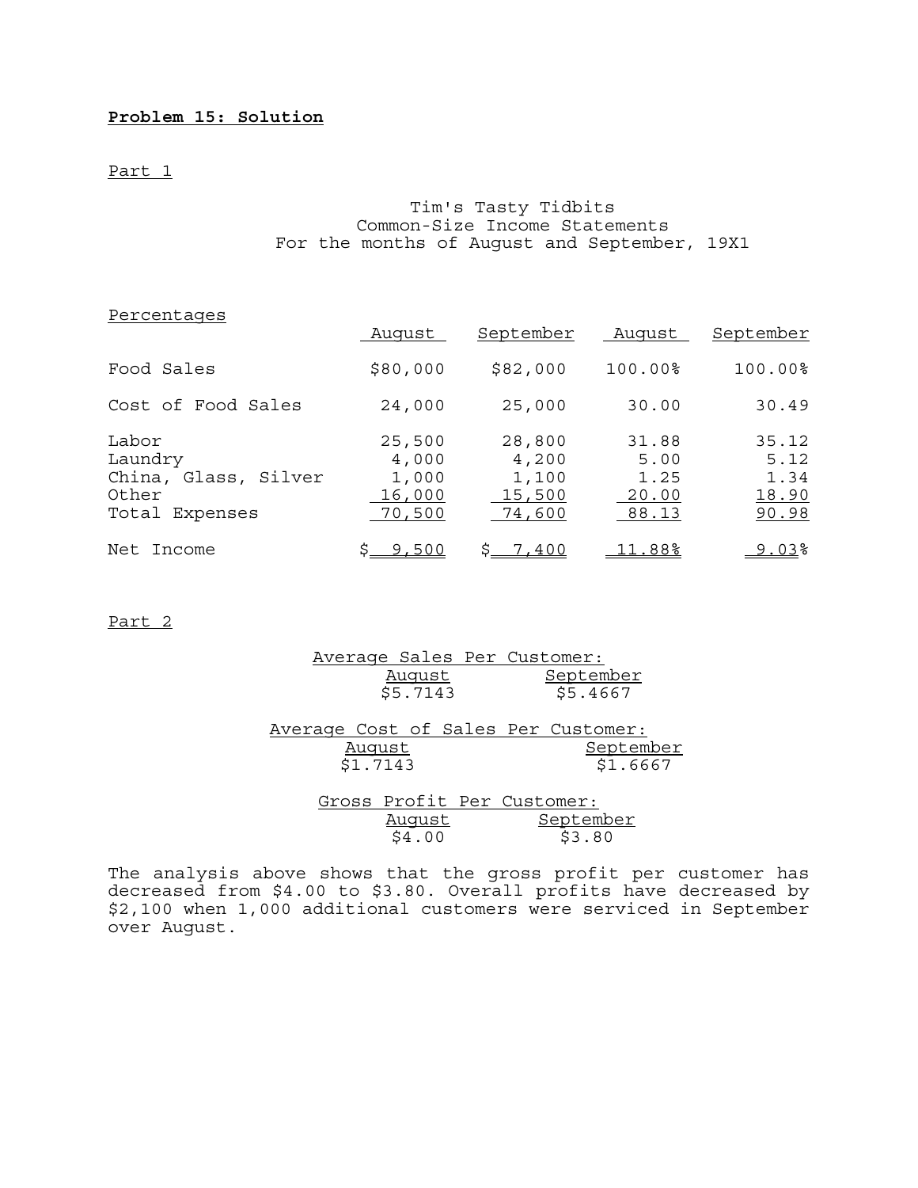**Problem 15: Solution**

Part 1

Tim's Tasty Tidbits
Common-Size Income Statements
For the months of August and September, 19X1

| Percentages | August | September | August | September |
|---|---|---|---|---|
| Food Sales | $80,000 | $82,000 | 100.00% | 100.00% |
| Cost of Food Sales | 24,000 | 25,000 | 30.00 | 30.49 |
| Labor | 25,500 | 28,800 | 31.88 | 35.12 |
| Laundry | 4,000 | 4,200 | 5.00 | 5.12 |
| China, Glass, Silver | 1,000 | 1,100 | 1.25 | 1.34 |
| Other | 16,000 | 15,500 | 20.00 | 18.90 |
| Total Expenses | 70,500 | 74,600 | 88.13 | 90.98 |
| Net Income | $ 9,500 | $ 7,400 | 11.88% | 9.03% |

Part 2

Average Sales Per Customer:

| August | September |
|---|---|
| $5.7143 | $5.4667 |

Average Cost of Sales Per Customer:

| August | September |
|---|---|
| $1.7143 | $1.6667 |

Gross Profit Per Customer:

| August | September |
|---|---|
| $4.00 | $3.80 |

The analysis above shows that the gross profit per customer has decreased from $4.00 to $3.80. Overall profits have decreased by $2,100 when 1,000 additional customers were serviced in September over August.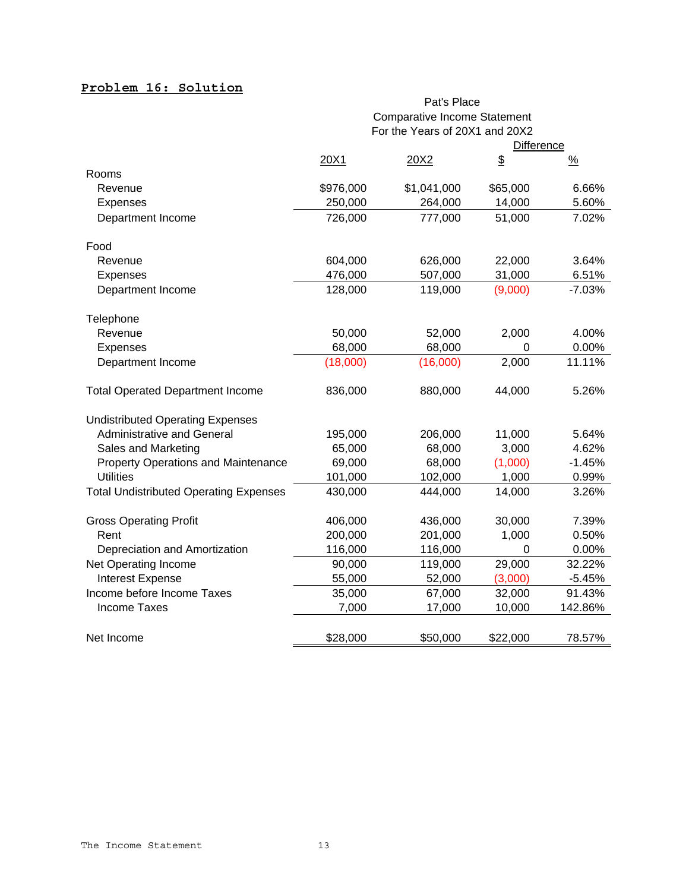**Problem 16: Solution**

Pat's Place
Comparative Income Statement
For the Years of 20X1 and 20X2

| | 20X1 | 20X2 | Difference $ | Difference % |
|---|---|---|---|---|
| Rooms | | | | |
| Revenue | $976,000 | $1,041,000 | $65,000 | 6.66% |
| Expenses | 250,000 | 264,000 | 14,000 | 5.60% |
| Department Income | 726,000 | 777,000 | 51,000 | 7.02% |
| Food | | | | |
| Revenue | 604,000 | 626,000 | 22,000 | 3.64% |
| Expenses | 476,000 | 507,000 | 31,000 | 6.51% |
| Department Income | 128,000 | 119,000 | (9,000) | -7.03% |
| Telephone | | | | |
| Revenue | 50,000 | 52,000 | 2,000 | 4.00% |
| Expenses | 68,000 | 68,000 | 0 | 0.00% |
| Department Income | (18,000) | (16,000) | 2,000 | 11.11% |
| Total Operated Department Income | 836,000 | 880,000 | 44,000 | 5.26% |
| Undistributed Operating Expenses | | | | |
| Administrative and General | 195,000 | 206,000 | 11,000 | 5.64% |
| Sales and Marketing | 65,000 | 68,000 | 3,000 | 4.62% |
| Property Operations and Maintenance | 69,000 | 68,000 | (1,000) | -1.45% |
| Utilities | 101,000 | 102,000 | 1,000 | 0.99% |
| Total Undistributed Operating Expenses | 430,000 | 444,000 | 14,000 | 3.26% |
| Gross Operating Profit | 406,000 | 436,000 | 30,000 | 7.39% |
| Rent | 200,000 | 201,000 | 1,000 | 0.50% |
| Depreciation and Amortization | 116,000 | 116,000 | 0 | 0.00% |
| Net Operating Income | 90,000 | 119,000 | 29,000 | 32.22% |
| Interest Expense | 55,000 | 52,000 | (3,000) | -5.45% |
| Income before Income Taxes | 35,000 | 67,000 | 32,000 | 91.43% |
| Income Taxes | 7,000 | 17,000 | 10,000 | 142.86% |
| Net Income | $28,000 | $50,000 | $22,000 | 78.57% |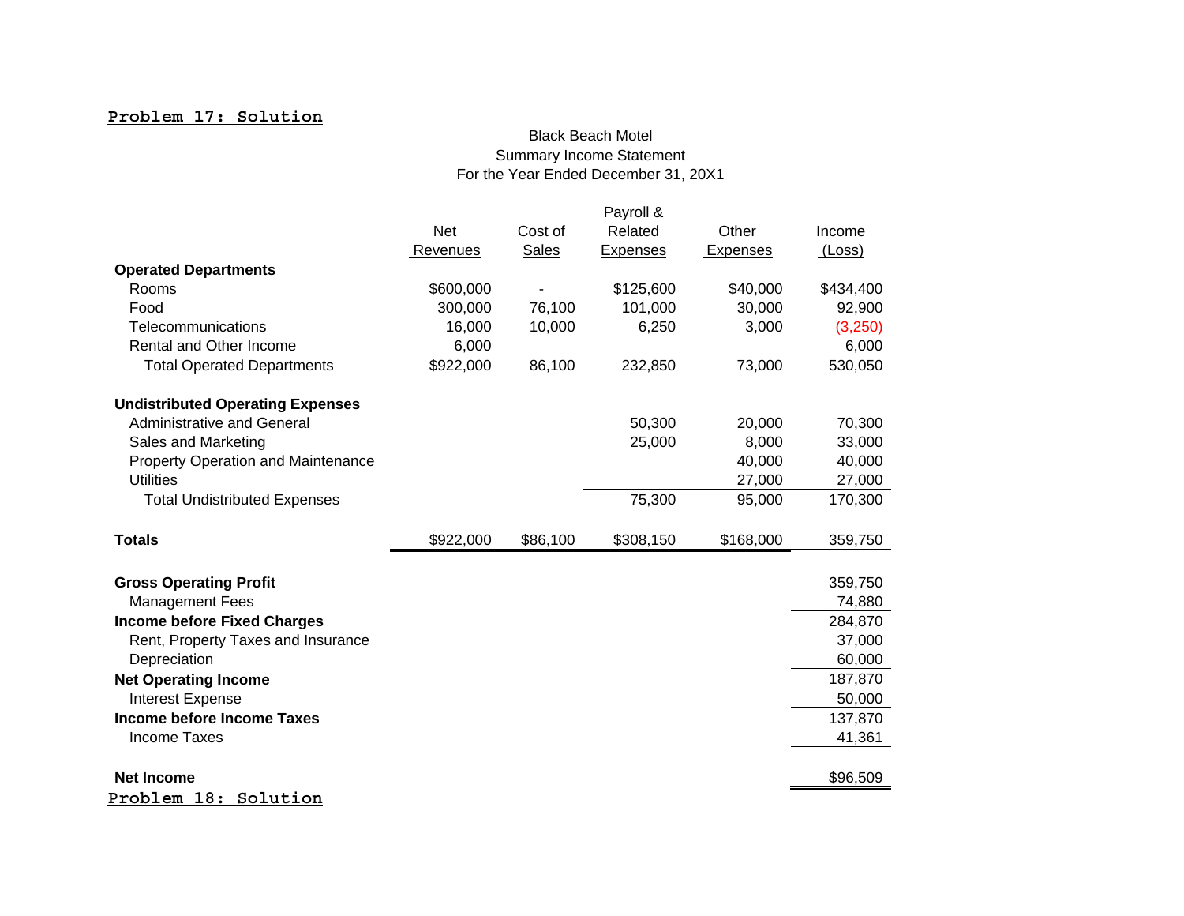## Problem 17: Solution

Black Beach Motel
Summary Income Statement
For the Year Ended December 31, 20X1

| | Net Revenues | Cost of Sales | Payroll & Related Expenses | Other Expenses | Income (Loss) |
|---|---|---|---|---|---|
| **Operated Departments** | | | | | |
| Rooms | $600,000 | - | $125,600 | $40,000 | $434,400 |
| Food | 300,000 | 76,100 | 101,000 | 30,000 | 92,900 |
| Telecommunications | 16,000 | 10,000 | 6,250 | 3,000 | (3,250) |
| Rental and Other Income | 6,000 | | | | 6,000 |
| Total Operated Departments | $922,000 | 86,100 | 232,850 | 73,000 | 530,050 |
| **Undistributed Operating Expenses** | | | | | |
| Administrative and General | | | 50,300 | 20,000 | 70,300 |
| Sales and Marketing | | | 25,000 | 8,000 | 33,000 |
| Property Operation and Maintenance | | | | 40,000 | 40,000 |
| Utilities | | | | 27,000 | 27,000 |
| Total Undistributed Expenses | | | 75,300 | 95,000 | 170,300 |
| **Totals** | $922,000 | $86,100 | $308,150 | $168,000 | 359,750 |
| **Gross Operating Profit** | | | | | 359,750 |
| Management Fees | | | | | 74,880 |
| **Income before Fixed Charges** | | | | | 284,870 |
| Rent, Property Taxes and Insurance | | | | | 37,000 |
| Depreciation | | | | | 60,000 |
| **Net Operating Income** | | | | | 187,870 |
| Interest Expense | | | | | 50,000 |
| **Income before Income Taxes** | | | | | 137,870 |
| Income Taxes | | | | | 41,361 |
| **Net Income** | | | | | $96,509 |

## Problem 18: Solution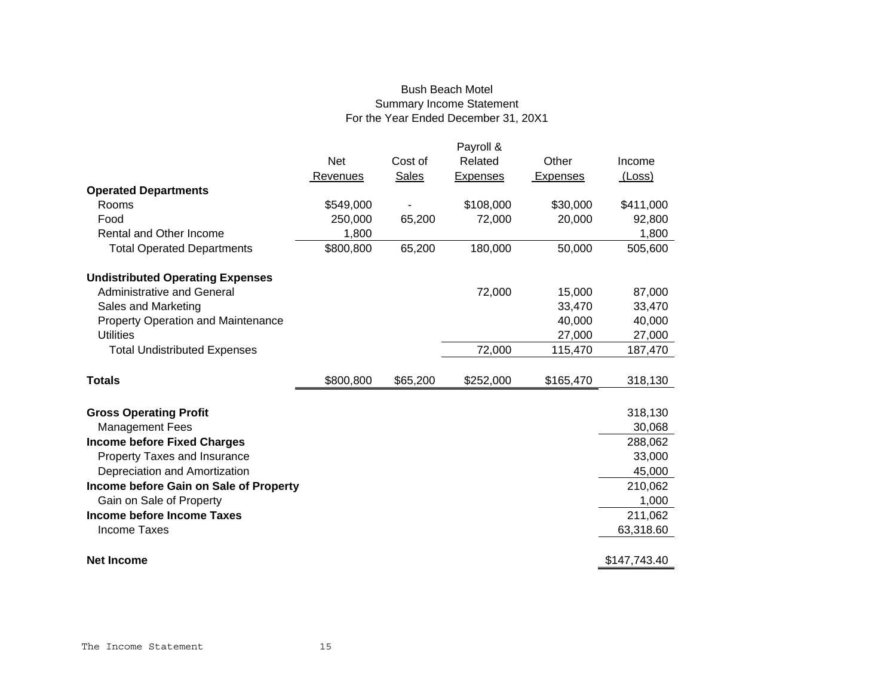Bush Beach Motel
Summary Income Statement
For the Year Ended December 31, 20X1

| | Net Revenues | Cost of Sales | Payroll & Related Expenses | Other Expenses | Income (Loss) |
|---|---|---|---|---|---|
| **Operated Departments** | | | | | |
| Rooms | $549,000 | - | $108,000 | $30,000 | $411,000 |
| Food | 250,000 | 65,200 | 72,000 | 20,000 | 92,800 |
| Rental and Other Income | 1,800 | | | | 1,800 |
| Total Operated Departments | $800,800 | 65,200 | 180,000 | 50,000 | 505,600 |
| **Undistributed Operating Expenses** | | | | | |
| Administrative and General | | | 72,000 | 15,000 | 87,000 |
| Sales and Marketing | | | | 33,470 | 33,470 |
| Property Operation and Maintenance | | | | 40,000 | 40,000 |
| Utilities | | | | 27,000 | 27,000 |
| Total Undistributed Expenses | | | 72,000 | 115,470 | 187,470 |
| **Totals** | $800,800 | $65,200 | $252,000 | $165,470 | 318,130 |
| **Gross Operating Profit** | | | | | 318,130 |
| Management Fees | | | | | 30,068 |
| **Income before Fixed Charges** | | | | | 288,062 |
| Property Taxes and Insurance | | | | | 33,000 |
| Depreciation and Amortization | | | | | 45,000 |
| **Income before Gain on Sale of Property** | | | | | 210,062 |
| Gain on Sale of Property | | | | | 1,000 |
| **Income before Income Taxes** | | | | | 211,062 |
| Income Taxes | | | | | 63,318.60 |
| **Net Income** | | | | | $147,743.40 |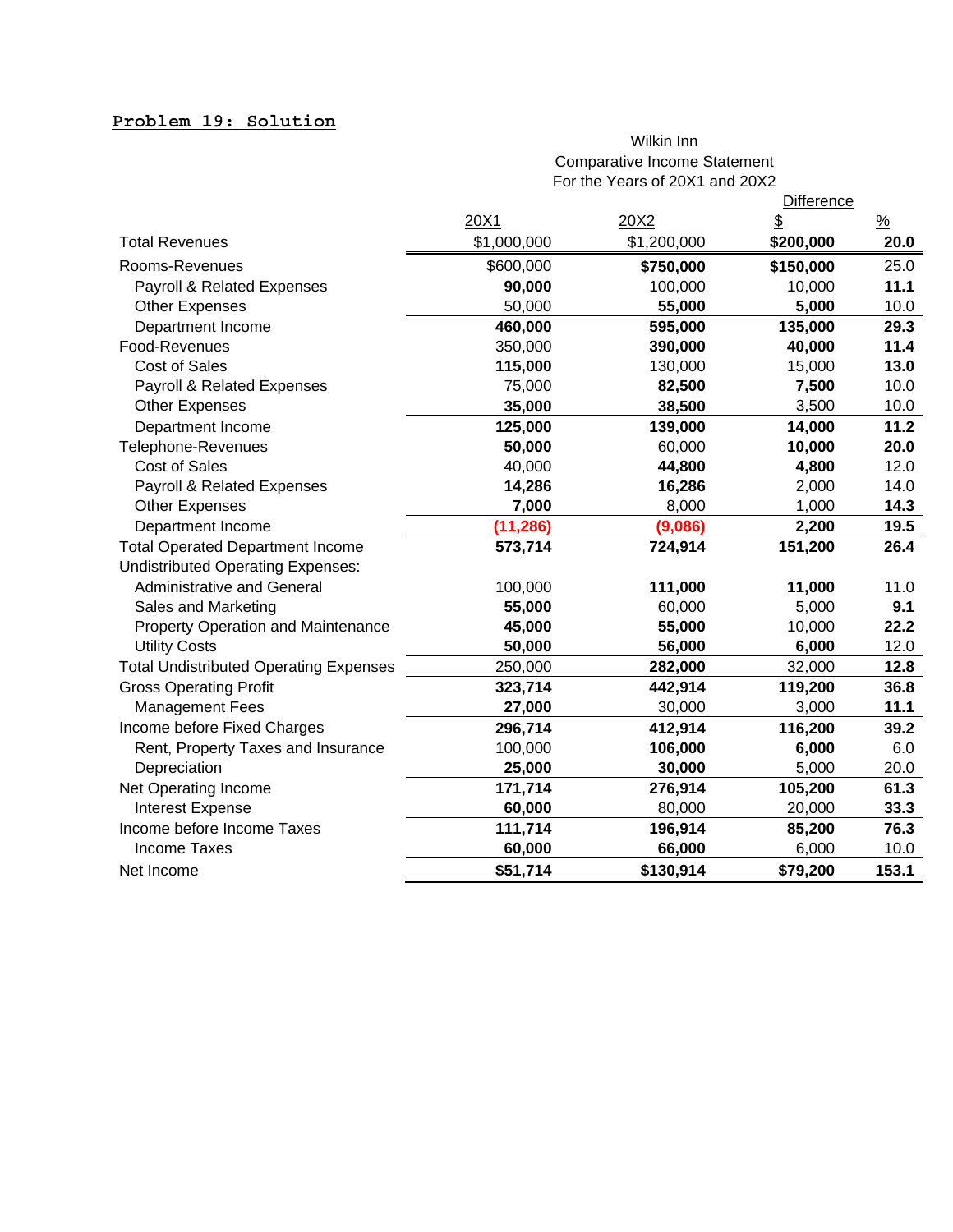**Problem 19: Solution**

Wilkin Inn
Comparative Income Statement
For the Years of 20X1 and 20X2

| | 20X1 | 20X2 | Difference $ | Difference % |
|---|---|---|---|---|
| Total Revenues | $1,000,000 | $1,200,000 | **$200,000** | **20.0** |
| Rooms-Revenues | $600,000 | **$750,000** | **$150,000** | 25.0 |
| Payroll & Related Expenses | **90,000** | 100,000 | 10,000 | **11.1** |
| Other Expenses | 50,000 | **55,000** | **5,000** | 10.0 |
| Department Income | **460,000** | **595,000** | **135,000** | **29.3** |
| Food-Revenues | 350,000 | **390,000** | **40,000** | **11.4** |
| Cost of Sales | **115,000** | 130,000 | 15,000 | **13.0** |
| Payroll & Related Expenses | 75,000 | **82,500** | **7,500** | 10.0 |
| Other Expenses | **35,000** | **38,500** | 3,500 | 10.0 |
| Department Income | **125,000** | **139,000** | **14,000** | **11.2** |
| Telephone-Revenues | **50,000** | 60,000 | **10,000** | **20.0** |
| Cost of Sales | 40,000 | **44,800** | **4,800** | 12.0 |
| Payroll & Related Expenses | **14,286** | **16,286** | 2,000 | 14.0 |
| Other Expenses | **7,000** | 8,000 | 1,000 | **14.3** |
| Department Income | **(11,286)** | **(9,086)** | **2,200** | **19.5** |
| Total Operated Department Income | **573,714** | **724,914** | **151,200** | **26.4** |
| Undistributed Operating Expenses: | | | | |
| Administrative and General | 100,000 | **111,000** | **11,000** | 11.0 |
| Sales and Marketing | **55,000** | 60,000 | 5,000 | **9.1** |
| Property Operation and Maintenance | **45,000** | **55,000** | **10,000** | **22.2** |
| Utility Costs | **50,000** | **56,000** | **6,000** | 12.0 |
| Total Undistributed Operating Expenses | 250,000 | **282,000** | 32,000 | **12.8** |
| Gross Operating Profit | **323,714** | **442,914** | **119,200** | **36.8** |
| Management Fees | **27,000** | 30,000 | 3,000 | **11.1** |
| Income before Fixed Charges | **296,714** | **412,914** | **116,200** | **39.2** |
| Rent, Property Taxes and Insurance | 100,000 | **106,000** | **6,000** | 6.0 |
| Depreciation | **25,000** | **30,000** | 5,000 | 20.0 |
| Net Operating Income | **171,714** | **276,914** | **105,200** | **61.3** |
| Interest Expense | **60,000** | 80,000 | 20,000 | **33.3** |
| Income before Income Taxes | **111,714** | **196,914** | **85,200** | **76.3** |
| Income Taxes | **60,000** | **66,000** | 6,000 | 10.0 |
| Net Income | **$51,714** | **$130,914** | **$79,200** | **153.1** |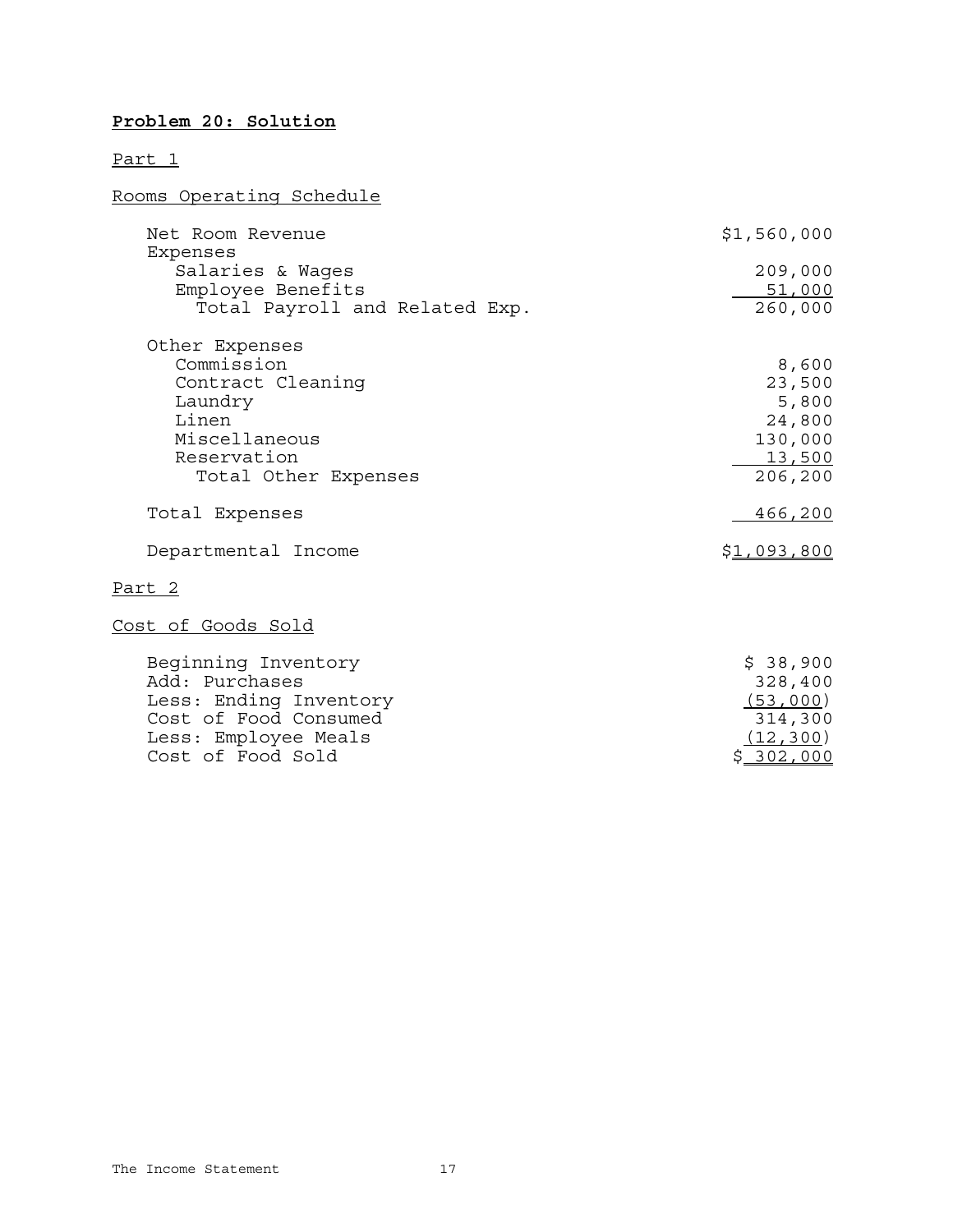**Problem 20: Solution**

Part 1

Rooms Operating Schedule

| | |
|---|---|
| Net Room Revenue | $1,560,000 |
| Expenses | |
| Salaries & Wages | 209,000 |
| Employee Benefits | 51,000 |
| Total Payroll and Related Exp. | 260,000 |
| | |
| Other Expenses | |
| Commission | 8,600 |
| Contract Cleaning | 23,500 |
| Laundry | 5,800 |
| Linen | 24,800 |
| Miscellaneous | 130,000 |
| Reservation | 13,500 |
| Total Other Expenses | 206,200 |
| | |
| Total Expenses | 466,200 |
| | |
| Departmental Income | $1,093,800 |

Part 2

Cost of Goods Sold

| | |
|---|---|
| Beginning Inventory | $ 38,900 |
| Add: Purchases | 328,400 |
| Less: Ending Inventory | (53,000) |
| Cost of Food Consumed | 314,300 |
| Less: Employee Meals | (12,300) |
| Cost of Food Sold | $ 302,000 |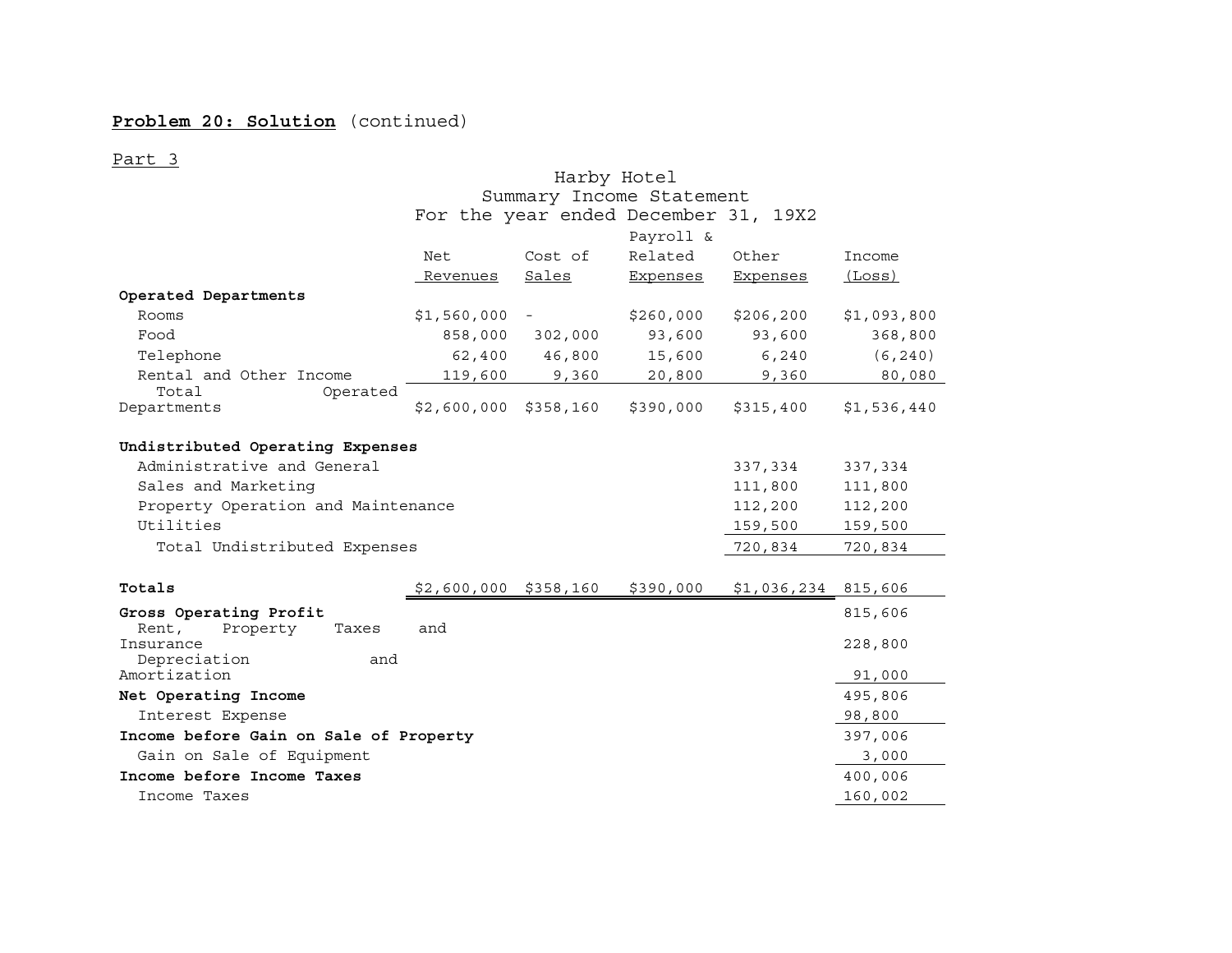**Problem 20: Solution** (continued)

Part 3

Harby Hotel
Summary Income Statement
For the year ended December 31, 19X2

| | Net Revenues | Cost of Sales | Payroll & Related Expenses | Other Expenses | Income (Loss) |
|---|---|---|---|---|---|
| **Operated Departments** | | | | | |
| Rooms | $1,560,000 | - | $260,000 | $206,200 | $1,093,800 |
| Food | 858,000 | 302,000 | 93,600 | 93,600 | 368,800 |
| Telephone | 62,400 | 46,800 | 15,600 | 6,240 | (6,240) |
| Rental and Other Income | 119,600 | 9,360 | 20,800 | 9,360 | 80,080 |
| Total Operated Departments | $2,600,000 | $358,160 | $390,000 | $315,400 | $1,536,440 |
| **Undistributed Operating Expenses** | | | | | |
| Administrative and General | | | | 337,334 | 337,334 |
| Sales and Marketing | | | | 111,800 | 111,800 |
| Property Operation and Maintenance | | | | 112,200 | 112,200 |
| Utilities | | | | 159,500 | 159,500 |
| Total Undistributed Expenses | | | | 720,834 | 720,834 |
| **Totals** | $2,600,000 | $358,160 | $390,000 | $1,036,234 | 815,606 |
| **Gross Operating Profit** | | | | | 815,606 |
| Rent, Property Taxes and Insurance | | | | | 228,800 |
| Depreciation and Amortization | | | | | 91,000 |
| **Net Operating Income** | | | | | 495,806 |
| Interest Expense | | | | | 98,800 |
| **Income before Gain on Sale of Property** | | | | | 397,006 |
| Gain on Sale of Equipment | | | | | 3,000 |
| **Income before Income Taxes** | | | | | 400,006 |
| Income Taxes | | | | | 160,002 |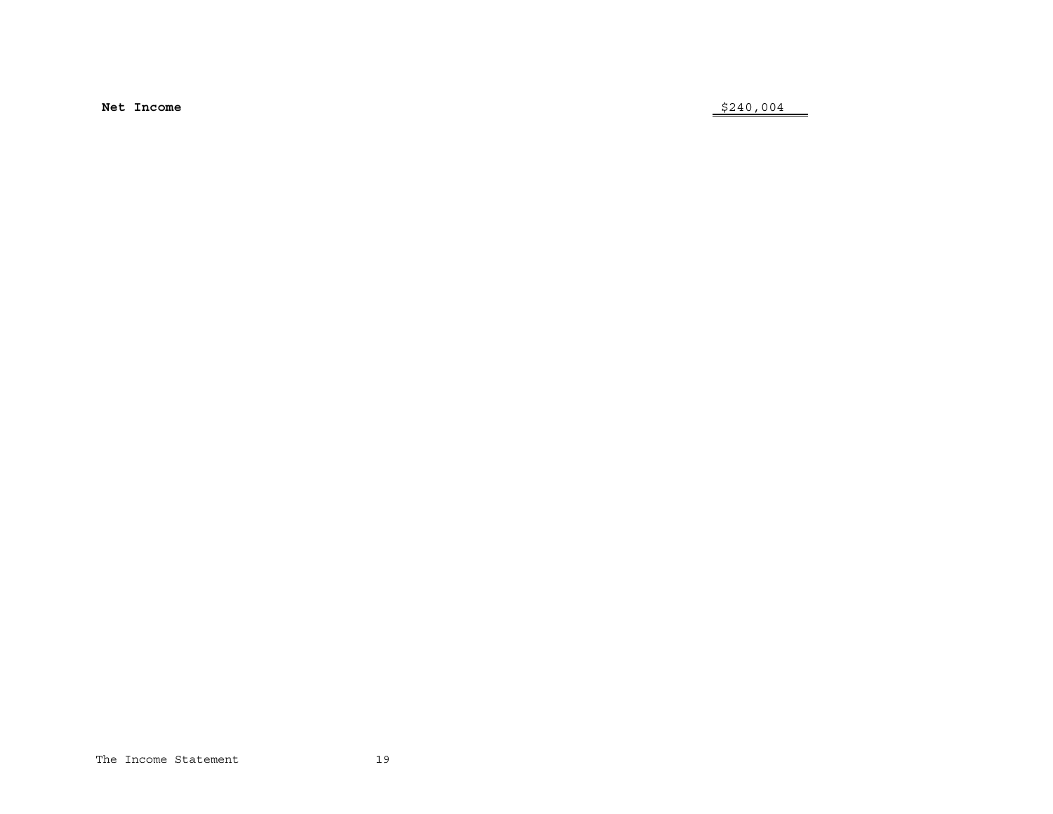| | |
|---|---|
| **Net Income** | $240,004 |